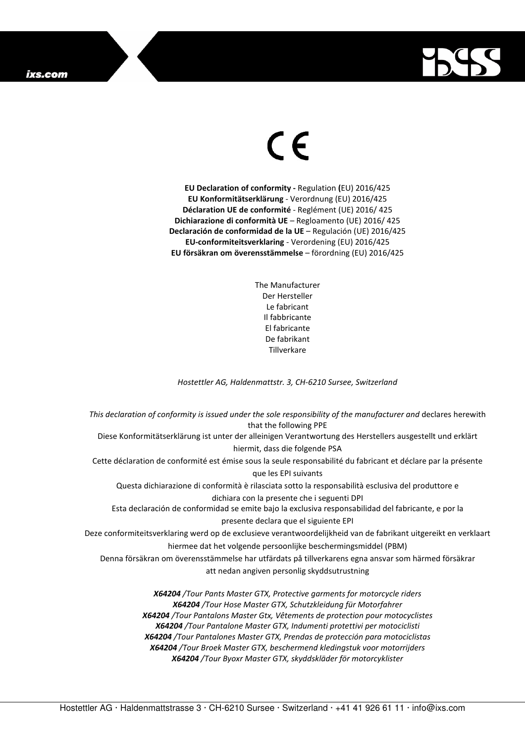CE

**EU Declaration of conformity -** Regulation **(**EU) 2016/425
**EU Konformitätserklärung** - Verordnung (EU) 2016/425
**Déclaration UE de conformité** - Reglément (UE) 2016/ 425
**Dichiarazione di conformità UE** – Regloamento (UE) 2016/ 425
**Declaración de conformidad de la UE** – Regulación (UE) 2016/425
**EU-conformiteitsverklaring** - Verordening (EU) 2016/425
**EU försäkran om överensstämmelse** – förordning (EU) 2016/425

The Manufacturer
Der Hersteller
Le fabricant
Il fabbricante
El fabricante
De fabrikant
Tillverkare

*Hostettler AG, Haldenmattstr. 3, CH-6210 Sursee, Switzerland*

*This declaration of conformity is issued under the sole responsibility of the manufacturer and* declares herewith that the following PPE
Diese Konformitätserklärung ist unter der alleinigen Verantwortung des Herstellers ausgestellt und erklärt hiermit, dass die folgende PSA
Cette déclaration de conformité est émise sous la seule responsabilité du fabricant et déclare par la présente que les EPI suivants
Questa dichiarazione di conformità è rilasciata sotto la responsabilità esclusiva del produttore e dichiara con la presente che i seguenti DPI
Esta declaración de conformidad se emite bajo la exclusiva responsabilidad del fabricante, e por la presente declara que el siguiente EPI
Deze conformiteitsverklaring werd op de exclusieve verantwoordelijkheid van de fabrikant uitgereikt en verklaart hiermee dat het volgende persoonlijke beschermingsmiddel (PBM)
Denna försäkran om överensstämmelse har utfärdats på tillverkarens egna ansvar som härmed försäkrar att nedan angiven personlig skyddsutrustning

***X64204** /Tour Pants Master GTX, Protective garments for motorcycle riders*
***X64204** /Tour Hose Master GTX, Schutzkleidung für Motorfahrer*
***X64204** /Tour Pantalons Master Gtx, Vêtements de protection pour motocyclistes*
***X64204** /Tour Pantalone Master GTX, Indumenti protettivi per motociclisti*
***X64204** /Tour Pantalones Master GTX, Prendas de protección para motociclistas*
***X64204** /Tour Broek Master GTX, beschermend kledingstuk voor motorrijders*
***X64204** /Tour Byoxr Master GTX, skyddskläder för motorcyklister*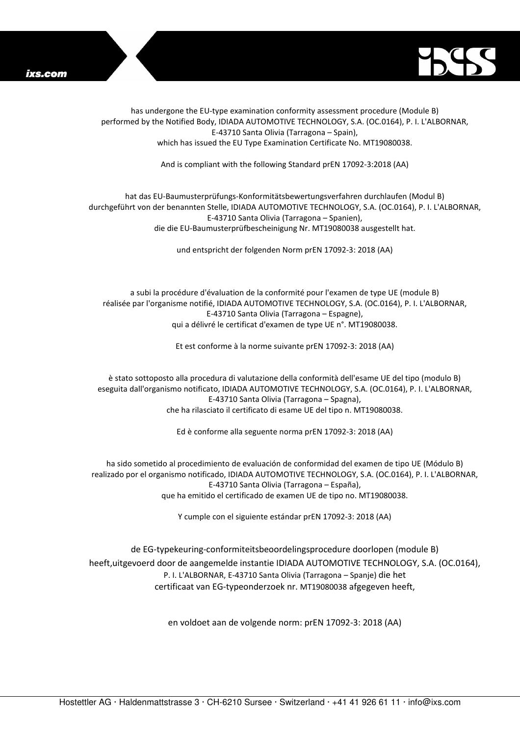has undergone the EU-type examination conformity assessment procedure (Module B) performed by the Notified Body, IDIADA AUTOMOTIVE TECHNOLOGY, S.A. (OC.0164), P. I. L'ALBORNAR, E-43710 Santa Olivia (Tarragona – Spain), which has issued the EU Type Examination Certificate No. MT19080038.

And is compliant with the following Standard prEN 17092-3:2018 (AA)

hat das EU-Baumusterprüfungs-Konformitätsbewertungsverfahren durchlaufen (Modul B) durchgeführt von der benannten Stelle, IDIADA AUTOMOTIVE TECHNOLOGY, S.A. (OC.0164), P. I. L'ALBORNAR, E-43710 Santa Olivia (Tarragona – Spanien), die die EU-Baumusterprüfbescheinigung Nr. MT19080038 ausgestellt hat.

und entspricht der folgenden Norm prEN 17092-3: 2018 (AA)

a subi la procédure d'évaluation de la conformité pour l'examen de type UE (module B) réalisée par l'organisme notifié, IDIADA AUTOMOTIVE TECHNOLOGY, S.A. (OC.0164), P. I. L'ALBORNAR, E-43710 Santa Olivia (Tarragona – Espagne), qui a délivré le certificat d'examen de type UE n°. MT19080038.

Et est conforme à la norme suivante prEN 17092-3: 2018 (AA)

è stato sottoposto alla procedura di valutazione della conformità dell'esame UE del tipo (modulo B) eseguita dall'organismo notificato, IDIADA AUTOMOTIVE TECHNOLOGY, S.A. (OC.0164), P. I. L'ALBORNAR, E-43710 Santa Olivia (Tarragona – Spagna), che ha rilasciato il certificato di esame UE del tipo n. MT19080038.

Ed è conforme alla seguente norma prEN 17092-3: 2018 (AA)

ha sido sometido al procedimiento de evaluación de conformidad del examen de tipo UE (Módulo B) realizado por el organismo notificado, IDIADA AUTOMOTIVE TECHNOLOGY, S.A. (OC.0164), P. I. L'ALBORNAR, E-43710 Santa Olivia (Tarragona – España), que ha emitido el certificado de examen UE de tipo no. MT19080038.

Y cumple con el siguiente estándar prEN 17092-3: 2018 (AA)

de EG-typekeuring-conformiteitsbeoordelingsprocedure doorlopen (module B) heeft,uitgevoerd door de aangemelde instantie IDIADA AUTOMOTIVE TECHNOLOGY, S.A. (OC.0164), P. I. L'ALBORNAR, E-43710 Santa Olivia (Tarragona – Spanje) die het certificaat van EG-typeonderzoek nr. MT19080038 afgegeven heeft,

en voldoet aan de volgende norm: prEN 17092-3: 2018 (AA)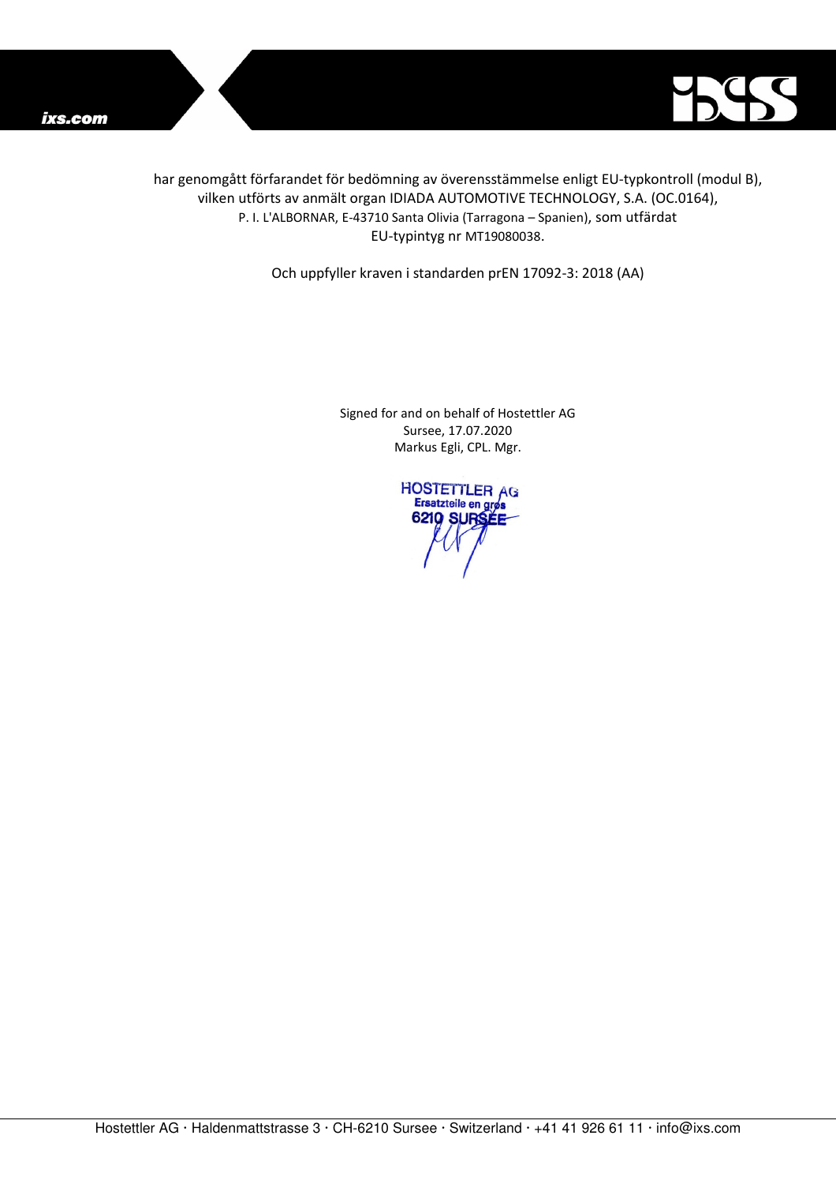har genomgått förfarandet för bedömning av överensstämmelse enligt EU-typkontroll (modul B), vilken utförts av anmält organ IDIADA AUTOMOTIVE TECHNOLOGY, S.A. (OC.0164), P. I. L'ALBORNAR, E-43710 Santa Olivia (Tarragona – Spanien), som utfärdat EU-typintyg nr MT19080038.

Och uppfyller kraven i standarden prEN 17092-3: 2018 (AA)

Signed for and on behalf of Hostettler AG
Sursee, 17.07.2020
Markus Egli, CPL. Mgr.

HOSTETTLER AG
Ersatzteile en gros
6210 SURSEE